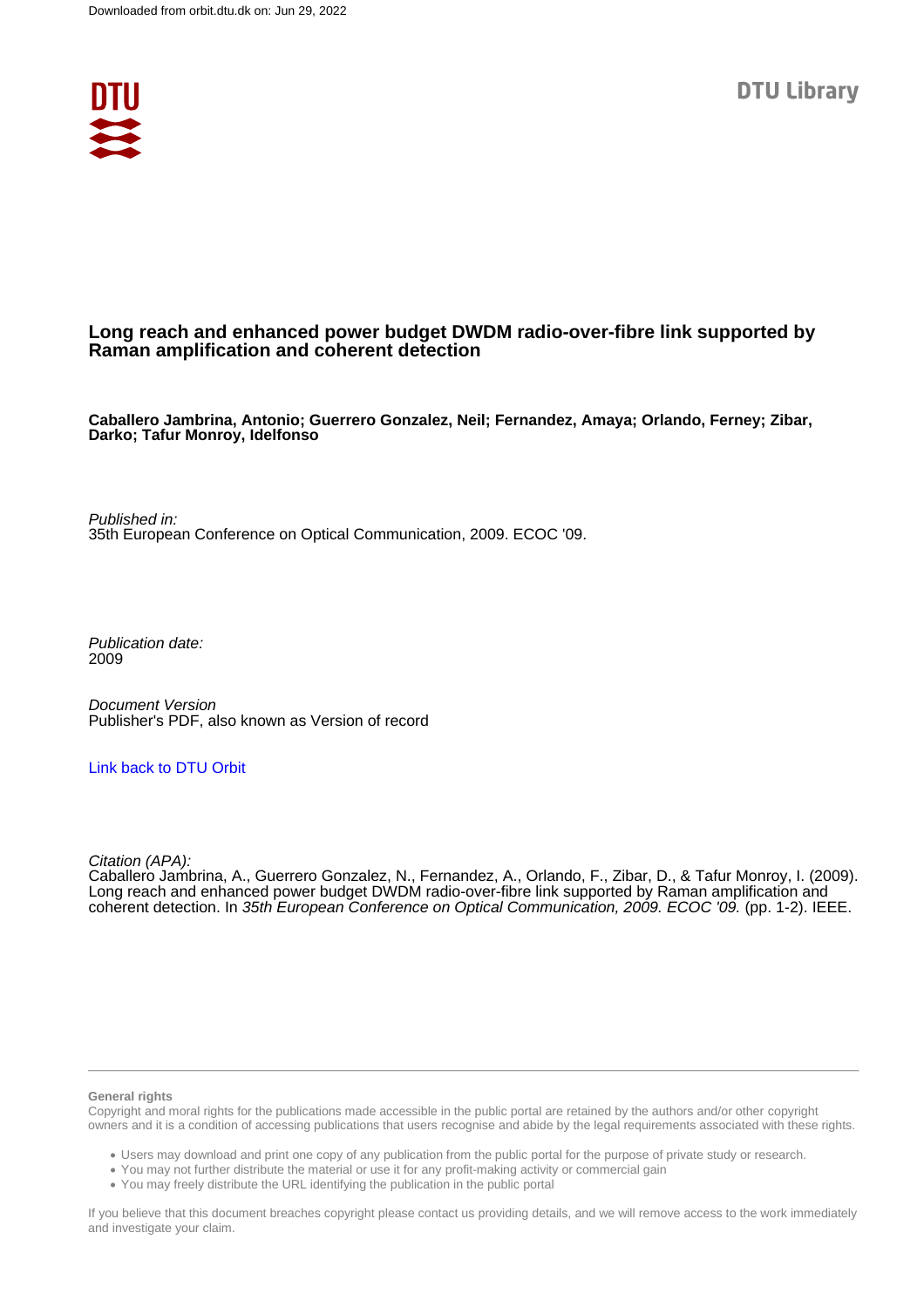Downloaded from orbit.dtu.dk on: Jun 29, 2022

DTU Library

# Long reach and enhanced power budget DWDM radio-over-fibre link supported by Raman amplification and coherent detection

**Caballero Jambrina, Antonio; Guerrero Gonzalez, Neil; Fernandez, Amaya; Orlando, Ferney; Zibar, Darko; Tafur Monroy, Idelfonso**

*Published in:*
35th European Conference on Optical Communication, 2009. ECOC '09.

*Publication date:*
2009

*Document Version*
Publisher's PDF, also known as Version of record

[Link back to DTU Orbit]

*Citation (APA):*
Caballero Jambrina, A., Guerrero Gonzalez, N., Fernandez, A., Orlando, F., Zibar, D., & Tafur Monroy, I. (2009). Long reach and enhanced power budget DWDM radio-over-fibre link supported by Raman amplification and coherent detection. In *35th European Conference on Optical Communication, 2009. ECOC '09.* (pp. 1-2). IEEE.

**General rights**

Copyright and moral rights for the publications made accessible in the public portal are retained by the authors and/or other copyright owners and it is a condition of accessing publications that users recognise and abide by the legal requirements associated with these rights.

- Users may download and print one copy of any publication from the public portal for the purpose of private study or research.
- You may not further distribute the material or use it for any profit-making activity or commercial gain
- You may freely distribute the URL identifying the publication in the public portal

If you believe that this document breaches copyright please contact us providing details, and we will remove access to the work immediately and investigate your claim.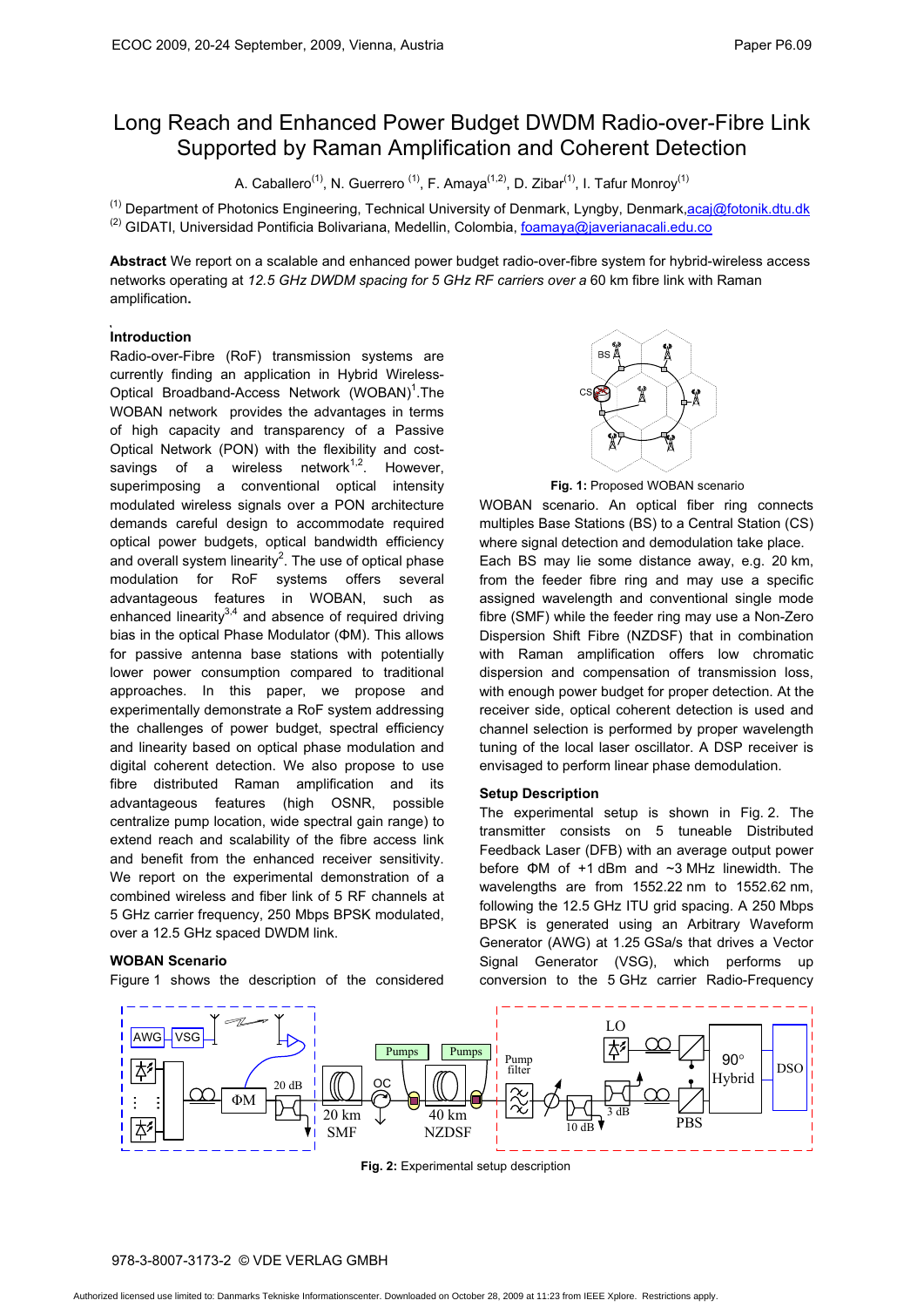# Long Reach and Enhanced Power Budget DWDM Radio-over-Fibre Link Supported by Raman Amplification and Coherent Detection

A. Caballero[(1)], N. Guerrero [(1)], F. Amaya[(1,2)], D. Zibar[(1)], I. Tafur Monroy[(1)]

[(1)] Department of Photonics Engineering, Technical University of Denmark, Lyngby, Denmark,acaj@fotonik.dtu.dk
[(2)] GIDATI, Universidad Pontificia Bolivariana, Medellin, Colombia, foamaya@javerianacali.edu.co

**Abstract** We report on a scalable and enhanced power budget radio-over-fibre system for hybrid-wireless access networks operating at *12.5 GHz DWDM spacing for 5 GHz RF carriers over a* 60 km fibre link with Raman amplification**.**

## Introduction

Radio-over-Fibre (RoF) transmission systems are currently finding an application in Hybrid Wireless-Optical Broadband-Access Network (WOBAN)[1].The WOBAN network provides the advantages in terms of high capacity and transparency of a Passive Optical Network (PON) with the flexibility and cost-savings of a wireless network[1,2]. However, superimposing a conventional optical intensity modulated wireless signals over a PON architecture demands careful design to accommodate required optical power budgets, optical bandwidth efficiency and overall system linearity[2]. The use of optical phase modulation for RoF systems offers several advantageous features in WOBAN, such as enhanced linearity[3,4] and absence of required driving bias in the optical Phase Modulator (ΦM). This allows for passive antenna base stations with potentially lower power consumption compared to traditional approaches. In this paper, we propose and experimentally demonstrate a RoF system addressing the challenges of power budget, spectral efficiency and linearity based on optical phase modulation and digital coherent detection. We also propose to use fibre distributed Raman amplification and its advantageous features (high OSNR, possible centralize pump location, wide spectral gain range) to extend reach and scalability of the fibre access link and benefit from the enhanced receiver sensitivity. We report on the experimental demonstration of a combined wireless and fiber link of 5 RF channels at 5 GHz carrier frequency, 250 Mbps BPSK modulated, over a 12.5 GHz spaced DWDM link.

## WOBAN Scenario

Figure 1 shows the description of the considered WOBAN scenario. An optical fiber ring connects multiples Base Stations (BS) to a Central Station (CS) where signal detection and demodulation take place. Each BS may lie some distance away, e.g. 20 km, from the feeder fibre ring and may use a specific assigned wavelength and conventional single mode fibre (SMF) while the feeder ring may use a Non-Zero Dispersion Shift Fibre (NZDSF) that in combination with Raman amplification offers low chromatic dispersion and compensation of transmission loss, with enough power budget for proper detection. At the receiver side, optical coherent detection is used and channel selection is performed by proper wavelength tuning of the local laser oscillator. A DSP receiver is envisaged to perform linear phase demodulation.

**Fig. 1:** Proposed WOBAN scenario

## Setup Description

The experimental setup is shown in Fig. 2. The transmitter consists on 5 tuneable Distributed Feedback Laser (DFB) with an average output power before ΦM of +1 dBm and ~3 MHz linewidth. The wavelengths are from 1552.22 nm to 1552.62 nm, following the 12.5 GHz ITU grid spacing. A 250 Mbps BPSK is generated using an Arbitrary Waveform Generator (AWG) at 1.25 GSa/s that drives a Vector Signal Generator (VSG), which performs up conversion to the 5 GHz carrier Radio-Frequency

**Fig. 2:** Experimental setup description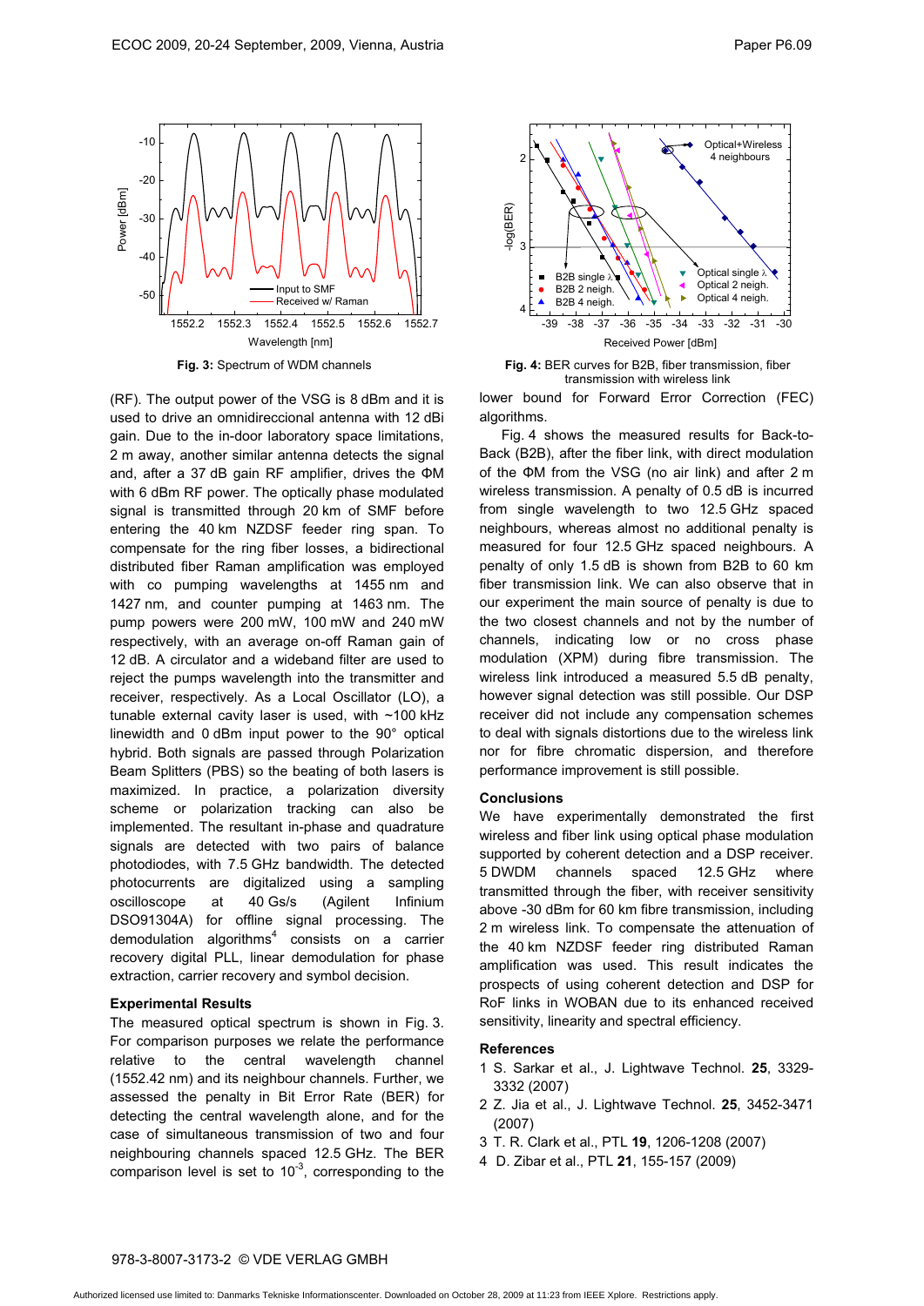-10
-20
-30
-40
-50

Power [dBm]

1552.2 1552.3 1552.4 1552.5 1552.6 1552.7

Wavelength [nm]

Input to SMF
Received w/ Raman

**Fig. 3:** Spectrum of WDM channels

-log(BER)

2
3
4

-39 -38 -37 -36 -35 -34 -33 -32 -31 -30

Received Power [dBm]

Optical+Wireless 4 neighbours

B2B single λ
B2B 2 neigh.
B2B 4 neigh.

Optical single λ
Optical 2 neigh.
Optical 4 neigh.

**Fig. 4:** BER curves for B2B, fiber transmission, fiber transmission with wireless link

(RF). The output power of the VSG is 8 dBm and it is used to drive an omnidireccional antenna with 12 dBi gain. Due to the in-door laboratory space limitations, 2 m away, another similar antenna detects the signal and, after a 37 dB gain RF amplifier, drives the ΦM with 6 dBm RF power. The optically phase modulated signal is transmitted through 20 km of SMF before entering the 40 km NZDSF feeder ring span. To compensate for the ring fiber losses, a bidirectional distributed fiber Raman amplification was employed with co pumping wavelengths at 1455 nm and 1427 nm, and counter pumping at 1463 nm. The pump powers were 200 mW, 100 mW and 240 mW respectively, with an average on-off Raman gain of 12 dB. A circulator and a wideband filter are used to reject the pumps wavelength into the transmitter and receiver, respectively. As a Local Oscillator (LO), a tunable external cavity laser is used, with ~100 kHz linewidth and 0 dBm input power to the 90° optical hybrid. Both signals are passed through Polarization Beam Splitters (PBS) so the beating of both lasers is maximized. In practice, a polarization diversity scheme or polarization tracking can also be implemented. The resultant in-phase and quadrature signals are detected with two pairs of balance photodiodes, with 7.5 GHz bandwidth. The detected photocurrents are digitalized using a sampling oscilloscope at 40 Gs/s (Agilent Infinium DSO91304A) for offline signal processing. The demodulation algorithms[4] consists on a carrier recovery digital PLL, linear demodulation for phase extraction, carrier recovery and symbol decision.

## Experimental Results

The measured optical spectrum is shown in Fig. 3. For comparison purposes we relate the performance relative to the central wavelength channel (1552.42 nm) and its neighbour channels. Further, we assessed the penalty in Bit Error Rate (BER) for detecting the central wavelength alone, and for the case of simultaneous transmission of two and four neighbouring channels spaced 12.5 GHz. The BER comparison level is set to $10^{-3}$, corresponding to the lower bound for Forward Error Correction (FEC) algorithms.

Fig. 4 shows the measured results for Back-to-Back (B2B), after the fiber link, with direct modulation of the ΦM from the VSG (no air link) and after 2 m wireless transmission. A penalty of 0.5 dB is incurred from single wavelength to two 12.5 GHz spaced neighbours, whereas almost no additional penalty is measured for four 12.5 GHz spaced neighbours. A penalty of only 1.5 dB is shown from B2B to 60 km fiber transmission link. We can also observe that in our experiment the main source of penalty is due to the two closest channels and not by the number of channels, indicating low or no cross phase modulation (XPM) during fibre transmission. The wireless link introduced a measured 5.5 dB penalty, however signal detection was still possible. Our DSP receiver did not include any compensation schemes to deal with signals distortions due to the wireless link nor for fibre chromatic dispersion, and therefore performance improvement is still possible.

## Conclusions

We have experimentally demonstrated the first wireless and fiber link using optical phase modulation supported by coherent detection and a DSP receiver. 5 DWDM channels spaced 12.5 GHz where transmitted through the fiber, with receiver sensitivity above -30 dBm for 60 km fibre transmission, including 2 m wireless link. To compensate the attenuation of the 40 km NZDSF feeder ring distributed Raman amplification was used. This result indicates the prospects of using coherent detection and DSP for RoF links in WOBAN due to its enhanced received sensitivity, linearity and spectral efficiency.

## References

1. S. Sarkar et al., J. Lightwave Technol. **25**, 3329-3332 (2007)
2. Z. Jia et al., J. Lightwave Technol. **25**, 3452-3471 (2007)
3. T. R. Clark et al., PTL **19**, 1206-1208 (2007)
4. D. Zibar et al., PTL **21**, 155-157 (2009)